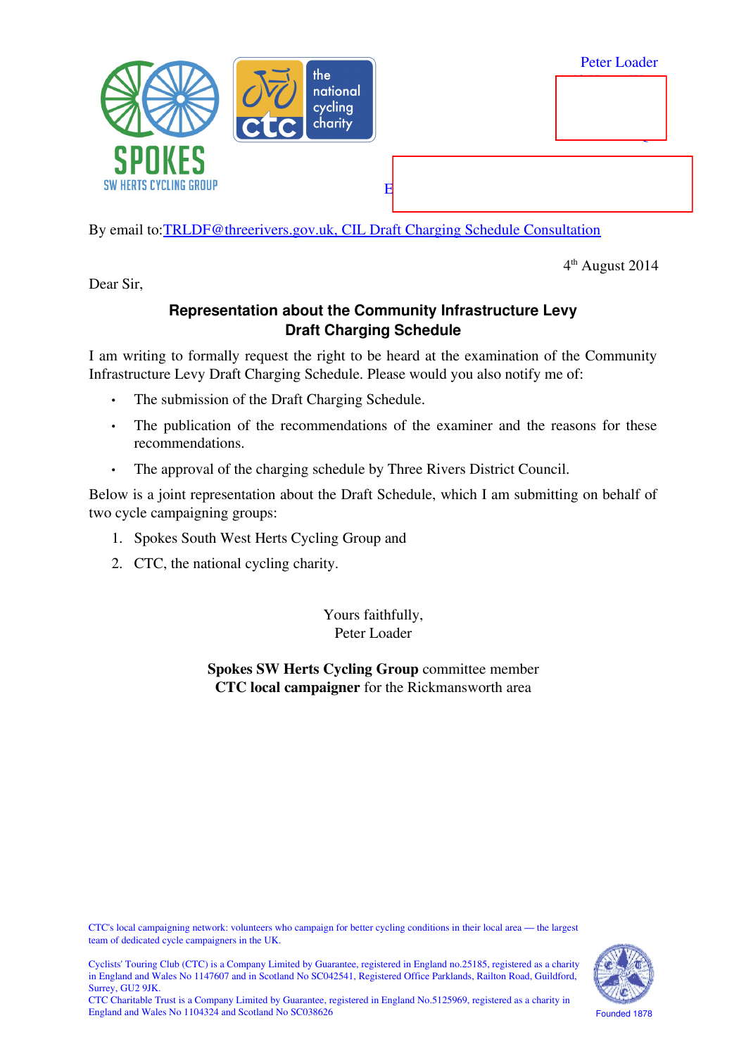Peter Loader

E

By email to: TRLDF@threerivers.gov.uk, CIL Draft Charging Schedule Consultation

4th August 2014

Dear Sir,

## Representation about the Community Infrastructure Levy Draft Charging Schedule

I am writing to formally request the right to be heard at the examination of the Community Infrastructure Levy Draft Charging Schedule. Please would you also notify me of:

- The submission of the Draft Charging Schedule.
- The publication of the recommendations of the examiner and the reasons for these recommendations.
- The approval of the charging schedule by Three Rivers District Council.

Below is a joint representation about the Draft Schedule, which I am submitting on behalf of two cycle campaigning groups:

1. Spokes South West Herts Cycling Group and
2. CTC, the national cycling charity.

Yours faithfully,
Peter Loader

**Spokes SW Herts Cycling Group** committee member
**CTC local campaigner** for the Rickmansworth area

CTC's local campaigning network: volunteers who campaign for better cycling conditions in their local area — the largest team of dedicated cycle campaigners in the UK.

Cyclists' Touring Club (CTC) is a Company Limited by Guarantee, registered in England no.25185, registered as a charity in England and Wales No 1147607 and in Scotland No SC042541, Registered Office Parklands, Railton Road, Guildford, Surrey, GU2 9JK.
CTC Charitable Trust is a Company Limited by Guarantee, registered in England No.5125969, registered as a charity in England and Wales No 1104324 and Scotland No SC038626

Founded 1878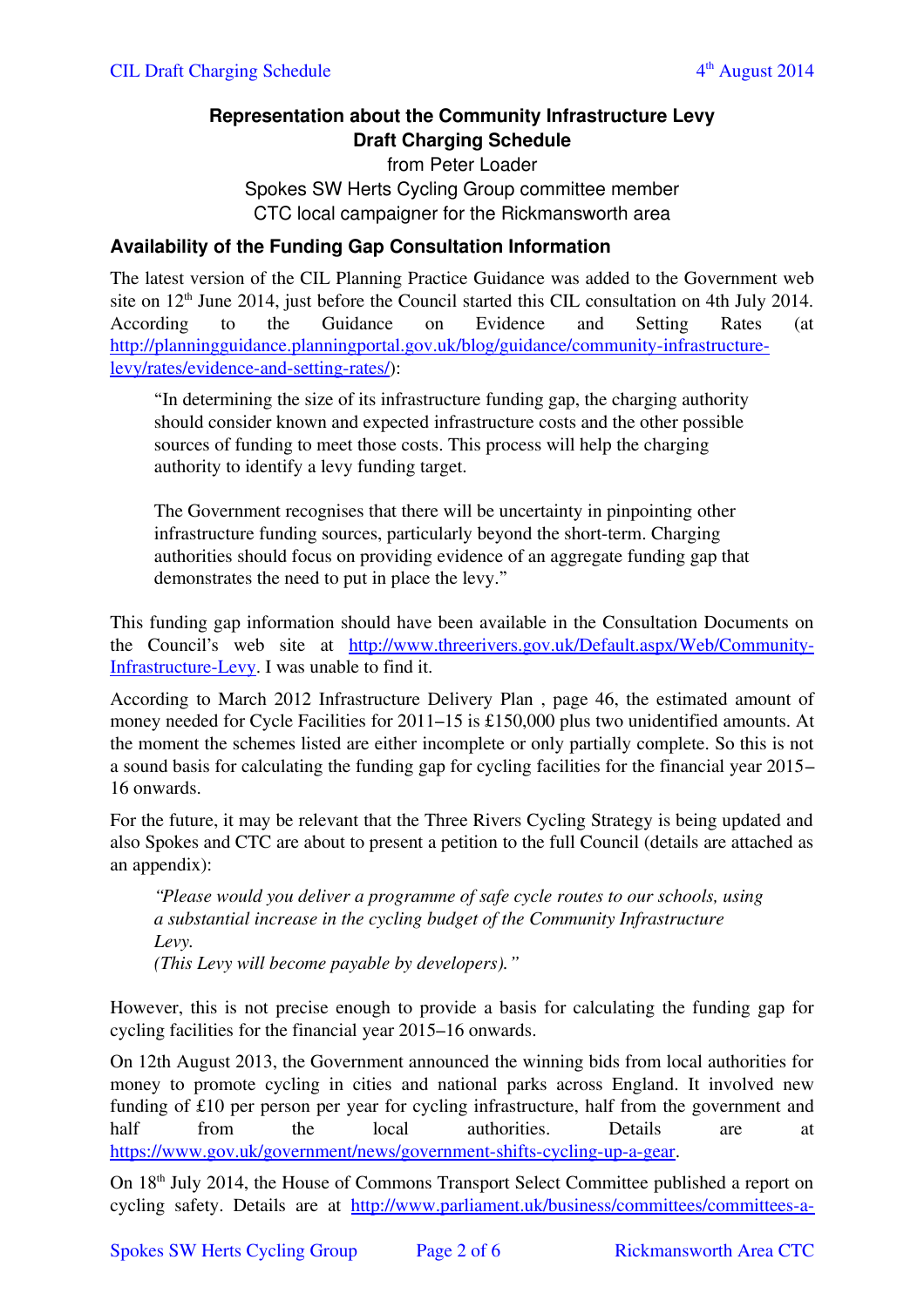# Representation about the Community Infrastructure Levy Draft Charging Schedule

from Peter Loader

Spokes SW Herts Cycling Group committee member

CTC local campaigner for the Rickmansworth area

## Availability of the Funding Gap Consultation Information

The latest version of the CIL Planning Practice Guidance was added to the Government web site on 12th June 2014, just before the Council started this CIL consultation on 4th July 2014. According to the Guidance on Evidence and Setting Rates (at http://planningguidance.planningportal.gov.uk/blog/guidance/community-infrastructure-levy/rates/evidence-and-setting-rates/):

> "In determining the size of its infrastructure funding gap, the charging authority should consider known and expected infrastructure costs and the other possible sources of funding to meet those costs. This process will help the charging authority to identify a levy funding target.
>
> The Government recognises that there will be uncertainty in pinpointing other infrastructure funding sources, particularly beyond the short-term. Charging authorities should focus on providing evidence of an aggregate funding gap that demonstrates the need to put in place the levy."

This funding gap information should have been available in the Consultation Documents on the Council's web site at http://www.threerivers.gov.uk/Default.aspx/Web/Community-Infrastructure-Levy. I was unable to find it.

According to March 2012 Infrastructure Delivery Plan , page 46, the estimated amount of money needed for Cycle Facilities for 2011–15 is £150,000 plus two unidentified amounts. At the moment the schemes listed are either incomplete or only partially complete. So this is not a sound basis for calculating the funding gap for cycling facilities for the financial year 2015–16 onwards.

For the future, it may be relevant that the Three Rivers Cycling Strategy is being updated and also Spokes and CTC are about to present a petition to the full Council (details are attached as an appendix):

> *"Please would you deliver a programme of safe cycle routes to our schools, using a substantial increase in the cycling budget of the Community Infrastructure Levy.*
> *(This Levy will become payable by developers)."*

However, this is not precise enough to provide a basis for calculating the funding gap for cycling facilities for the financial year 2015–16 onwards.

On 12th August 2013, the Government announced the winning bids from local authorities for money to promote cycling in cities and national parks across England. It involved new funding of £10 per person per year for cycling infrastructure, half from the government and half from the local authorities. Details are at https://www.gov.uk/government/news/government-shifts-cycling-up-a-gear.

On 18th July 2014, the House of Commons Transport Select Committee published a report on cycling safety. Details are at http://www.parliament.uk/business/committees/committees-a-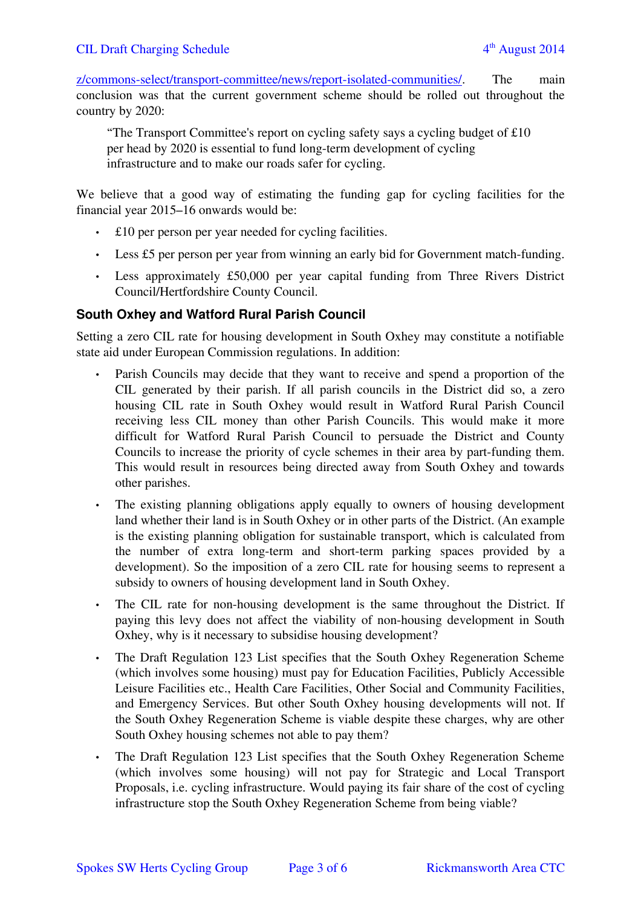z/commons-select/transport-committee/news/report-isolated-communities/. The main conclusion was that the current government scheme should be rolled out throughout the country by 2020:

> "The Transport Committee's report on cycling safety says a cycling budget of £10 per head by 2020 is essential to fund long-term development of cycling infrastructure and to make our roads safer for cycling.

We believe that a good way of estimating the funding gap for cycling facilities for the financial year 2015–16 onwards would be:

- £10 per person per year needed for cycling facilities.
- Less £5 per person per year from winning an early bid for Government match-funding.
- Less approximately £50,000 per year capital funding from Three Rivers District Council/Hertfordshire County Council.

### South Oxhey and Watford Rural Parish Council

Setting a zero CIL rate for housing development in South Oxhey may constitute a notifiable state aid under European Commission regulations. In addition:

- Parish Councils may decide that they want to receive and spend a proportion of the CIL generated by their parish. If all parish councils in the District did so, a zero housing CIL rate in South Oxhey would result in Watford Rural Parish Council receiving less CIL money than other Parish Councils. This would make it more difficult for Watford Rural Parish Council to persuade the District and County Councils to increase the priority of cycle schemes in their area by part-funding them. This would result in resources being directed away from South Oxhey and towards other parishes.
- The existing planning obligations apply equally to owners of housing development land whether their land is in South Oxhey or in other parts of the District. (An example is the existing planning obligation for sustainable transport, which is calculated from the number of extra long-term and short-term parking spaces provided by a development). So the imposition of a zero CIL rate for housing seems to represent a subsidy to owners of housing development land in South Oxhey.
- The CIL rate for non-housing development is the same throughout the District. If paying this levy does not affect the viability of non-housing development in South Oxhey, why is it necessary to subsidise housing development?
- The Draft Regulation 123 List specifies that the South Oxhey Regeneration Scheme (which involves some housing) must pay for Education Facilities, Publicly Accessible Leisure Facilities etc., Health Care Facilities, Other Social and Community Facilities, and Emergency Services. But other South Oxhey housing developments will not. If the South Oxhey Regeneration Scheme is viable despite these charges, why are other South Oxhey housing schemes not able to pay them?
- The Draft Regulation 123 List specifies that the South Oxhey Regeneration Scheme (which involves some housing) will not pay for Strategic and Local Transport Proposals, i.e. cycling infrastructure. Would paying its fair share of the cost of cycling infrastructure stop the South Oxhey Regeneration Scheme from being viable?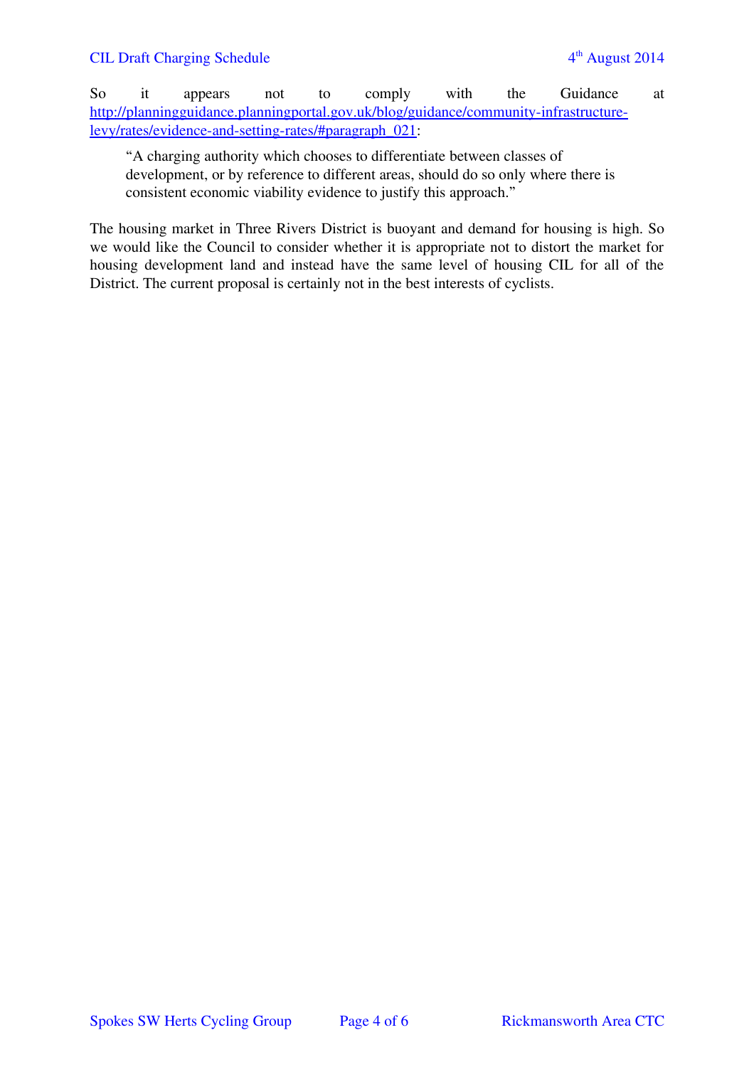So it appears not to comply with the Guidance at [http://planningguidance.planningportal.gov.uk/blog/guidance/community-infrastructure-levy/rates/evidence-and-setting-rates/#paragraph_021](http://planningguidance.planningportal.gov.uk/blog/guidance/community-infrastructure-levy/rates/evidence-and-setting-rates/#paragraph_021):

> "A charging authority which chooses to differentiate between classes of development, or by reference to different areas, should do so only where there is consistent economic viability evidence to justify this approach."

The housing market in Three Rivers District is buoyant and demand for housing is high. So we would like the Council to consider whether it is appropriate not to distort the market for housing development land and instead have the same level of housing CIL for all of the District. The current proposal is certainly not in the best interests of cyclists.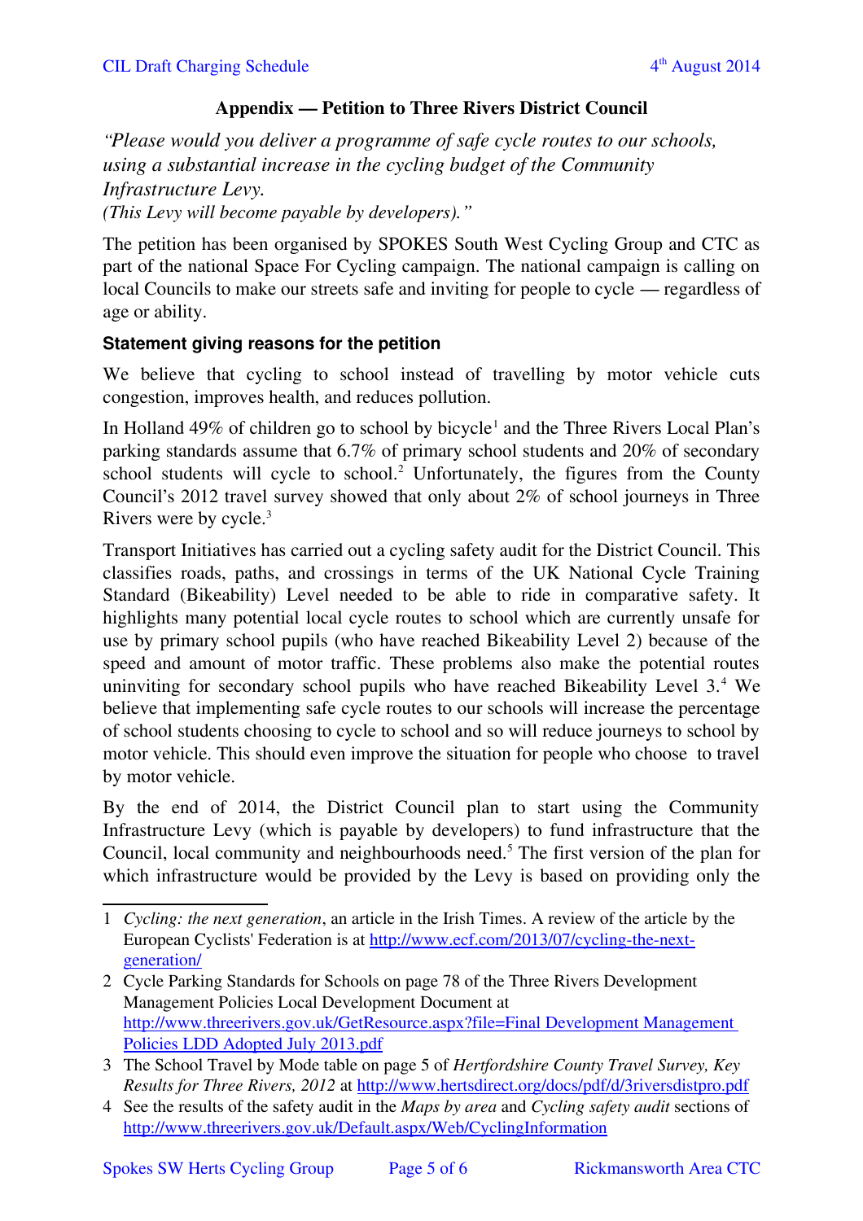## Appendix — Petition to Three Rivers District Council

*"Please would you deliver a programme of safe cycle routes to our schools, using a substantial increase in the cycling budget of the Community Infrastructure Levy.*
*(This Levy will become payable by developers)."*

The petition has been organised by SPOKES South West Cycling Group and CTC as part of the national Space For Cycling campaign. The national campaign is calling on local Councils to make our streets safe and inviting for people to cycle — regardless of age or ability.

### Statement giving reasons for the petition

We believe that cycling to school instead of travelling by motor vehicle cuts congestion, improves health, and reduces pollution.

In Holland 49% of children go to school by bicycle[1] and the Three Rivers Local Plan's parking standards assume that 6.7% of primary school students and 20% of secondary school students will cycle to school.[2] Unfortunately, the figures from the County Council's 2012 travel survey showed that only about 2% of school journeys in Three Rivers were by cycle.[3]

Transport Initiatives has carried out a cycling safety audit for the District Council. This classifies roads, paths, and crossings in terms of the UK National Cycle Training Standard (Bikeability) Level needed to be able to ride in comparative safety. It highlights many potential local cycle routes to school which are currently unsafe for use by primary school pupils (who have reached Bikeability Level 2) because of the speed and amount of motor traffic. These problems also make the potential routes uninviting for secondary school pupils who have reached Bikeability Level 3.[4] We believe that implementing safe cycle routes to our schools will increase the percentage of school students choosing to cycle to school and so will reduce journeys to school by motor vehicle. This should even improve the situation for people who choose to travel by motor vehicle.

By the end of 2014, the District Council plan to start using the Community Infrastructure Levy (which is payable by developers) to fund infrastructure that the Council, local community and neighbourhoods need.[5] The first version of the plan for which infrastructure would be provided by the Levy is based on providing only the

---

1 *Cycling: the next generation*, an article in the Irish Times. A review of the article by the European Cyclists' Federation is at http://www.ecf.com/2013/07/cycling-the-next-generation/

2 Cycle Parking Standards for Schools on page 78 of the Three Rivers Development Management Policies Local Development Document at http://www.threerivers.gov.uk/GetResource.aspx?file=Final Development Management Policies LDD Adopted July 2013.pdf

3 The School Travel by Mode table on page 5 of *Hertfordshire County Travel Survey, Key Results for Three Rivers, 2012* at http://www.hertsdirect.org/docs/pdf/d/3riversdistpro.pdf

4 See the results of the safety audit in the *Maps by area* and *Cycling safety audit* sections of http://www.threerivers.gov.uk/Default.aspx/Web/CyclingInformation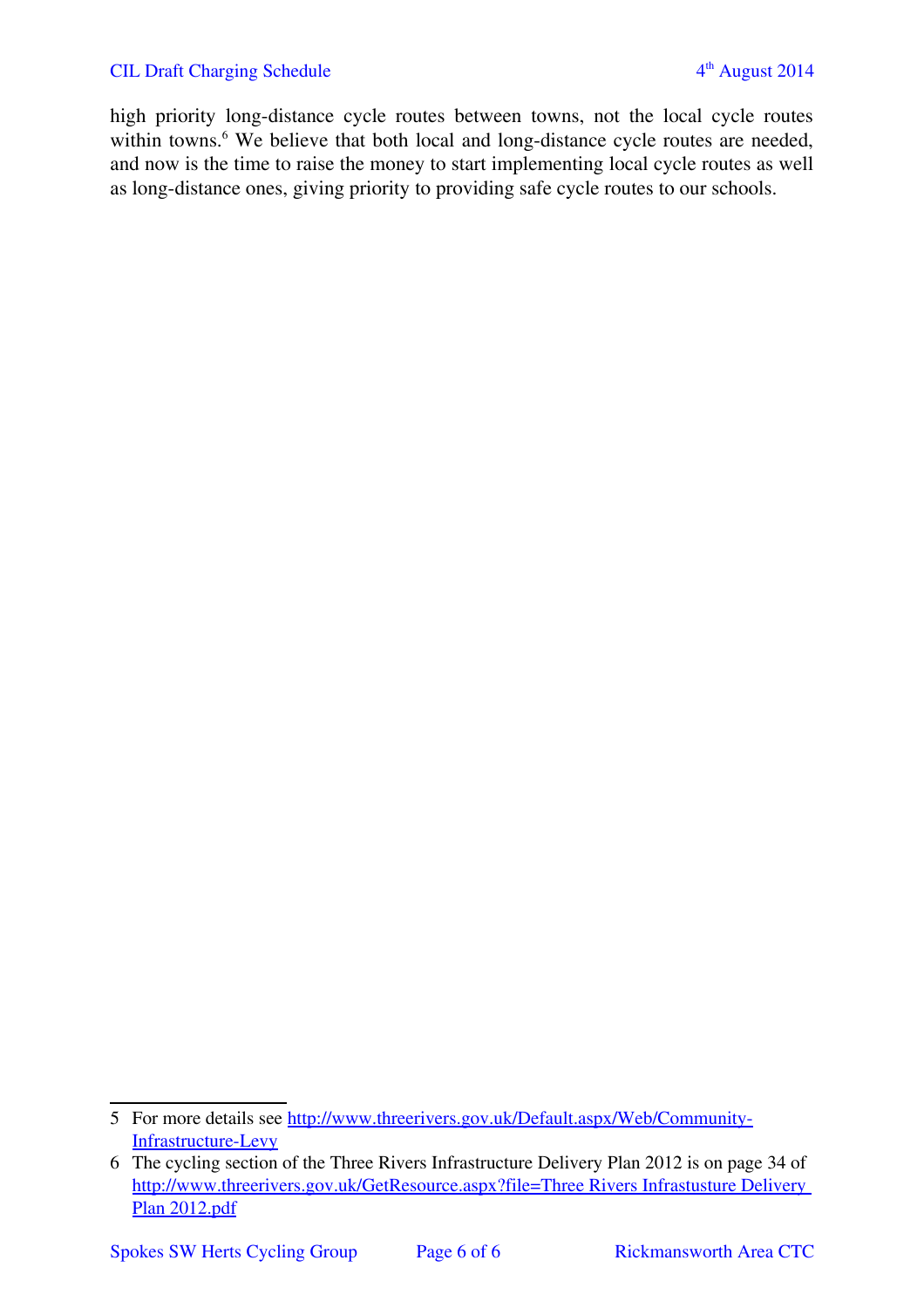high priority long-distance cycle routes between towns, not the local cycle routes within towns.[6] We believe that both local and long-distance cycle routes are needed, and now is the time to raise the money to start implementing local cycle routes as well as long-distance ones, giving priority to providing safe cycle routes to our schools.

---

5 For more details see http://www.threerivers.gov.uk/Default.aspx/Web/Community-Infrastructure-Levy

6 The cycling section of the Three Rivers Infrastructure Delivery Plan 2012 is on page 34 of http://www.threerivers.gov.uk/GetResource.aspx?file=Three Rivers Infrastusture Delivery Plan 2012.pdf